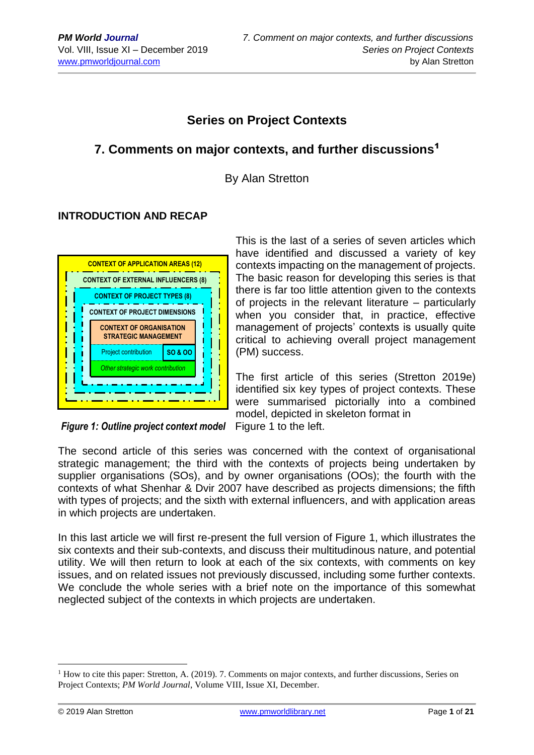# Series on Project Contexts

## 7. Comments on major contexts, and further discussions[1]

By Alan Stretton

### INTRODUCTION AND RECAP

CONTEXT OF APPLICATION AREAS (12)
CONTEXT OF EXTERNAL INFLUENCERS (8)
CONTEXT OF PROJECT TYPES (8)
CONTEXT OF PROJECT DIMENSIONS
CONTEXT OF ORGANISATION STRATEGIC MANAGEMENT
Project contribution | SO & OO
*Other strategic work contribution*

***Figure 1: Outline project context model***

This is the last of a series of seven articles which have identified and discussed a variety of key contexts impacting on the management of projects. The basic reason for developing this series is that there is far too little attention given to the contexts of projects in the relevant literature – particularly when you consider that, in practice, effective management of projects' contexts is usually quite critical to achieving overall project management (PM) success.

The first article of this series (Stretton 2019e) identified six key types of project contexts. These were summarised pictorially into a combined model, depicted in skeleton format in Figure 1 to the left.

The second article of this series was concerned with the context of organisational strategic management; the third with the contexts of projects being undertaken by supplier organisations (SOs), and by owner organisations (OOs); the fourth with the contexts of what Shenhar & Dvir 2007 have described as projects dimensions; the fifth with types of projects; and the sixth with external influencers, and with application areas in which projects are undertaken.

In this last article we will first re-present the full version of Figure 1, which illustrates the six contexts and their sub-contexts, and discuss their multitudinous nature, and potential utility. We will then return to look at each of the six contexts, with comments on key issues, and on related issues not previously discussed, including some further contexts. We conclude the whole series with a brief note on the importance of this somewhat neglected subject of the contexts in which projects are undertaken.

[1] How to cite this paper: Stretton, A. (2019). 7. Comments on major contexts, and further discussions, Series on Project Contexts; *PM World Journal*, Volume VIII, Issue XI, December.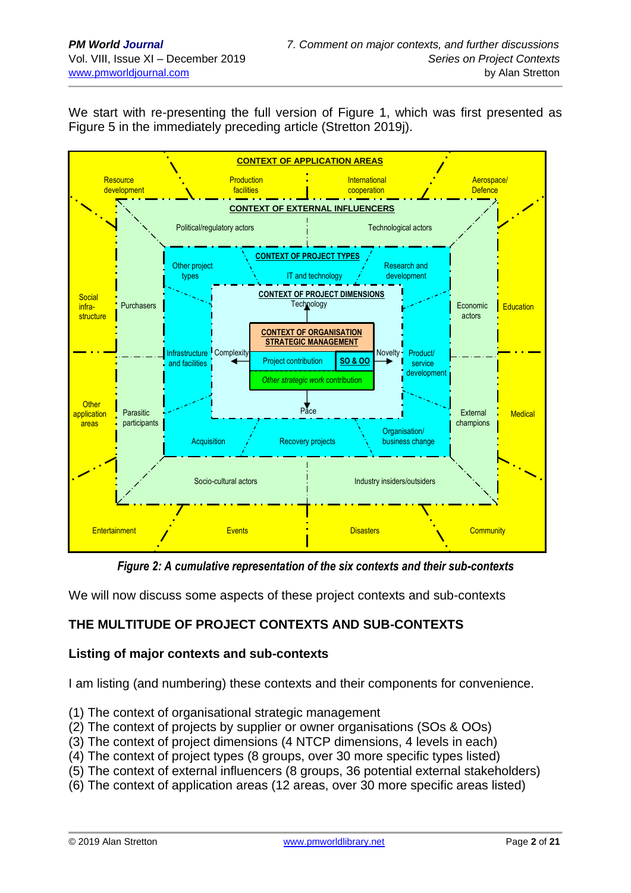We start with re-presenting the full version of Figure 1, which was first presented as Figure 5 in the immediately preceding article (Stretton 2019j).

CONTEXT OF APPLICATION AREAS

Resource development | Production facilities | International cooperation | Aerospace/ Defence

CONTEXT OF EXTERNAL INFLUENCERS

Political/regulatory actors | Technological actors

CONTEXT OF PROJECT TYPES

Other project types | IT and technology | Research and development

CONTEXT OF PROJECT DIMENSIONS

Technology

CONTEXT OF ORGANISATION STRATEGIC MANAGEMENT

Project contribution | SO & OO

*Other strategic work* contribution

Complexity | Novelty | Pace

Social infra-structure | Purchasers | Infrastructure and facilities | Product/ service development | Economic actors | Education

Other application areas | Parasitic participants | External champions | Medical

Acquisition | Recovery projects | Organisation/ business change

Socio-cultural actors | Industry insiders/outsiders

Entertainment | Events | Disasters | Community

*Figure 2: A cumulative representation of the six contexts and their sub-contexts*

We will now discuss some aspects of these project contexts and sub-contexts

## THE MULTITUDE OF PROJECT CONTEXTS AND SUB-CONTEXTS

### Listing of major contexts and sub-contexts

I am listing (and numbering) these contexts and their components for convenience.

(1) The context of organisational strategic management
(2) The context of projects by supplier or owner organisations (SOs & OOs)
(3) The context of project dimensions (4 NTCP dimensions, 4 levels in each)
(4) The context of project types (8 groups, over 30 more specific types listed)
(5) The context of external influencers (8 groups, 36 potential external stakeholders)
(6) The context of application areas (12 areas, over 30 more specific areas listed)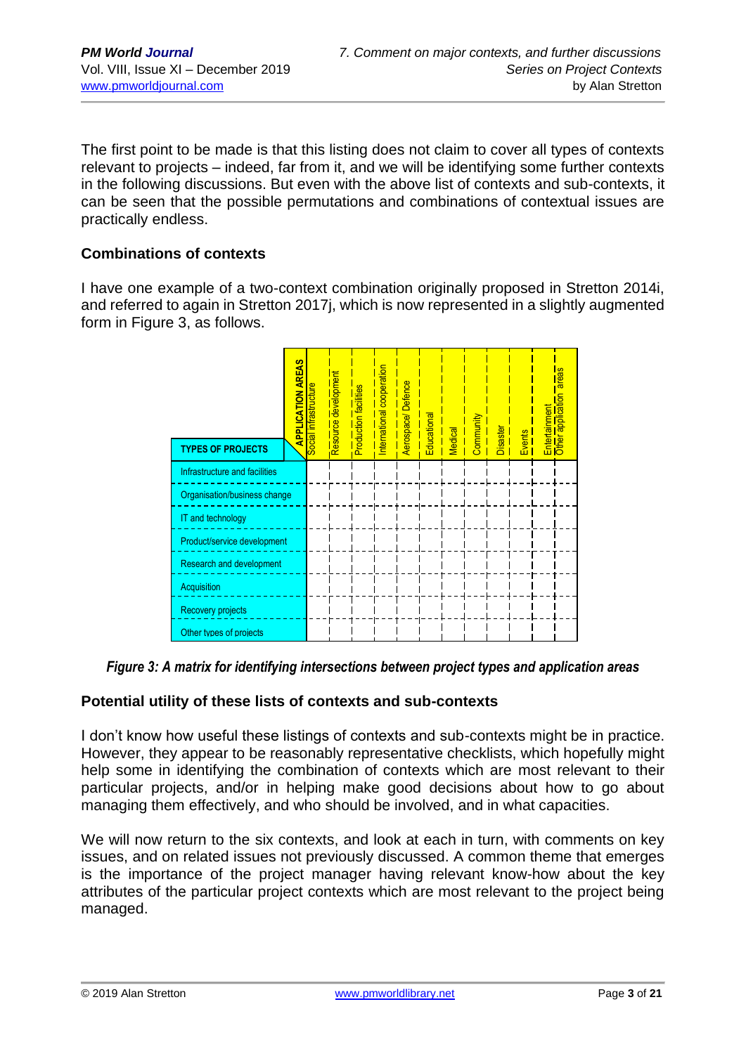The first point to be made is that this listing does not claim to cover all types of contexts relevant to projects – indeed, far from it, and we will be identifying some further contexts in the following discussions. But even with the above list of contexts and sub-contexts, it can be seen that the possible permutations and combinations of contextual issues are practically endless.

### Combinations of contexts

I have one example of a two-context combination originally proposed in Stretton 2014i, and referred to again in Stretton 2017j, which is now represented in a slightly augmented form in Figure 3, as follows.

| TYPES OF PROJECTS / APPLICATION AREAS | Social infrastructure | Resource development | Production facilities | International cooperation | Aerospace/ Defence | Educational | Medical | Community | Disaster | Events | Entertainment | Other application areas |
|---|---|---|---|---|---|---|---|---|---|---|---|---|
| Infrastructure and facilities | | | | | | | | | | | | |
| Organisation/business change | | | | | | | | | | | | |
| IT and technology | | | | | | | | | | | | |
| Product/service development | | | | | | | | | | | | |
| Research and development | | | | | | | | | | | | |
| Acquisition | | | | | | | | | | | | |
| Recovery projects | | | | | | | | | | | | |
| Other types of projects | | | | | | | | | | | | |

***Figure 3: A matrix for identifying intersections between project types and application areas***

### Potential utility of these lists of contexts and sub-contexts

I don't know how useful these listings of contexts and sub-contexts might be in practice. However, they appear to be reasonably representative checklists, which hopefully might help some in identifying the combination of contexts which are most relevant to their particular projects, and/or in helping make good decisions about how to go about managing them effectively, and who should be involved, and in what capacities.

We will now return to the six contexts, and look at each in turn, with comments on key issues, and on related issues not previously discussed. A common theme that emerges is the importance of the project manager having relevant know-how about the key attributes of the particular project contexts which are most relevant to the project being managed.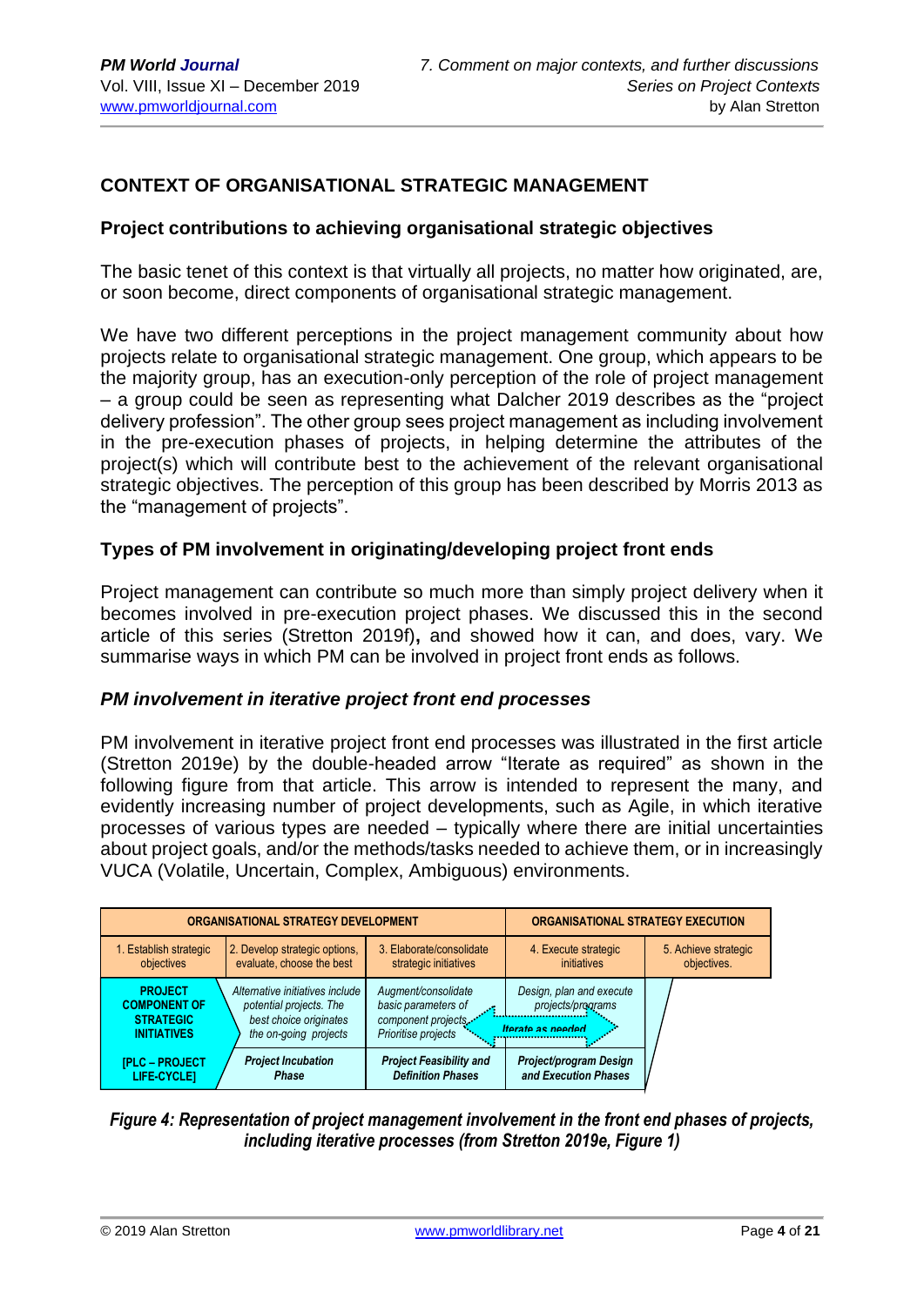## CONTEXT OF ORGANISATIONAL STRATEGIC MANAGEMENT

### Project contributions to achieving organisational strategic objectives

The basic tenet of this context is that virtually all projects, no matter how originated, are, or soon become, direct components of organisational strategic management.

We have two different perceptions in the project management community about how projects relate to organisational strategic management. One group, which appears to be the majority group, has an execution-only perception of the role of project management – a group could be seen as representing what Dalcher 2019 describes as the "project delivery profession". The other group sees project management as including involvement in the pre-execution phases of projects, in helping determine the attributes of the project(s) which will contribute best to the achievement of the relevant organisational strategic objectives. The perception of this group has been described by Morris 2013 as the "management of projects".

### Types of PM involvement in originating/developing project front ends

Project management can contribute so much more than simply project delivery when it becomes involved in pre-execution project phases. We discussed this in the second article of this series (Stretton 2019f**,** and showed how it can, and does, vary. We summarise ways in which PM can be involved in project front ends as follows.

#### *PM involvement in iterative project front end processes*

PM involvement in iterative project front end processes was illustrated in the first article (Stretton 2019e) by the double-headed arrow "Iterate as required" as shown in the following figure from that article. This arrow is intended to represent the many, and evidently increasing number of project developments, such as Agile, in which iterative processes of various types are needed – typically where there are initial uncertainties about project goals, and/or the methods/tasks needed to achieve them, or in increasingly VUCA (Volatile, Uncertain, Complex, Ambiguous) environments.

| ORGANISATIONAL STRATEGY DEVELOPMENT | | | ORGANISATIONAL STRATEGY EXECUTION | |
|---|---|---|---|---|
| 1. Establish strategic objectives | 2. Develop strategic options, evaluate, choose the best | 3. Elaborate/consolidate strategic initiatives | 4. Execute strategic initiatives | 5. Achieve strategic objectives. |
| **PROJECT COMPONENT OF STRATEGIC INITIATIVES** | *Alternative initiatives include potential projects. The best choice originates the on-going projects* | *Augment/consolidate basic parameters of component projects. Prioritise projects* | *Design, plan and execute projects/programs* | |
| | | *Iterate as needed* ↔ | | |
| **[PLC – PROJECT LIFE-CYCLE]** | ***Project Incubation Phase*** | ***Project Feasibility and Definition Phases*** | ***Project/program Design and Execution Phases*** | |

***Figure 4: Representation of project management involvement in the front end phases of projects, including iterative processes (from Stretton 2019e, Figure 1)***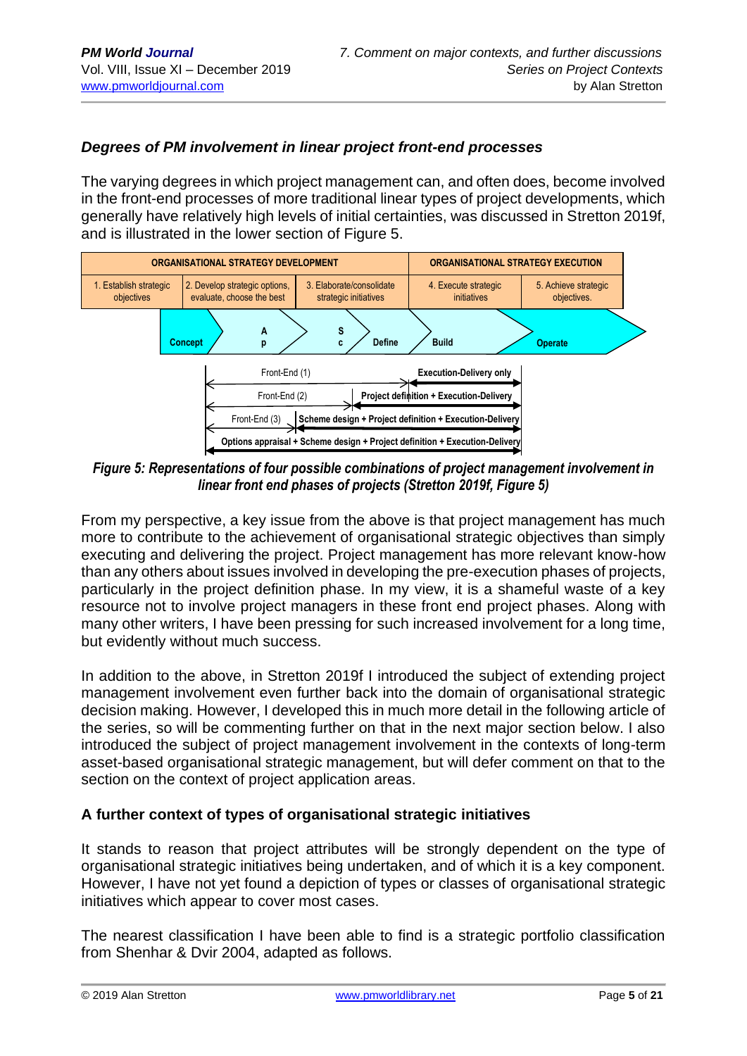### *Degrees of PM involvement in linear project front-end processes*

The varying degrees in which project management can, and often does, become involved in the front-end processes of more traditional linear types of project developments, which generally have relatively high levels of initial certainties, was discussed in Stretton 2019f, and is illustrated in the lower section of Figure 5.

| ORGANISATIONAL STRATEGY DEVELOPMENT | | | ORGANISATIONAL STRATEGY EXECUTION | |
|---|---|---|---|---|
| 1. Establish strategic objectives | 2. Develop strategic options, evaluate, choose the best | 3. Elaborate/consolidate strategic initiatives | 4. Execute strategic initiatives | 5. Achieve strategic objectives. |

Concept → Ap → Sc → Define → Build → Operate

- Front-End (1) → Execution-Delivery only
- Front-End (2) → Project definition + Execution-Delivery
- Front-End (3) → Scheme design + Project definition + Execution-Delivery
- Options appraisal + Scheme design + Project definition + Execution-Delivery

***Figure 5: Representations of four possible combinations of project management involvement in linear front end phases of projects (Stretton 2019f, Figure 5)***

From my perspective, a key issue from the above is that project management has much more to contribute to the achievement of organisational strategic objectives than simply executing and delivering the project. Project management has more relevant know-how than any others about issues involved in developing the pre-execution phases of projects, particularly in the project definition phase. In my view, it is a shameful waste of a key resource not to involve project managers in these front end project phases. Along with many other writers, I have been pressing for such increased involvement for a long time, but evidently without much success.

In addition to the above, in Stretton 2019f I introduced the subject of extending project management involvement even further back into the domain of organisational strategic decision making. However, I developed this in much more detail in the following article of the series, so will be commenting further on that in the next major section below. I also introduced the subject of project management involvement in the contexts of long-term asset-based organisational strategic management, but will defer comment on that to the section on the context of project application areas.

### A further context of types of organisational strategic initiatives

It stands to reason that project attributes will be strongly dependent on the type of organisational strategic initiatives being undertaken, and of which it is a key component. However, I have not yet found a depiction of types or classes of organisational strategic initiatives which appear to cover most cases.

The nearest classification I have been able to find is a strategic portfolio classification from Shenhar & Dvir 2004, adapted as follows.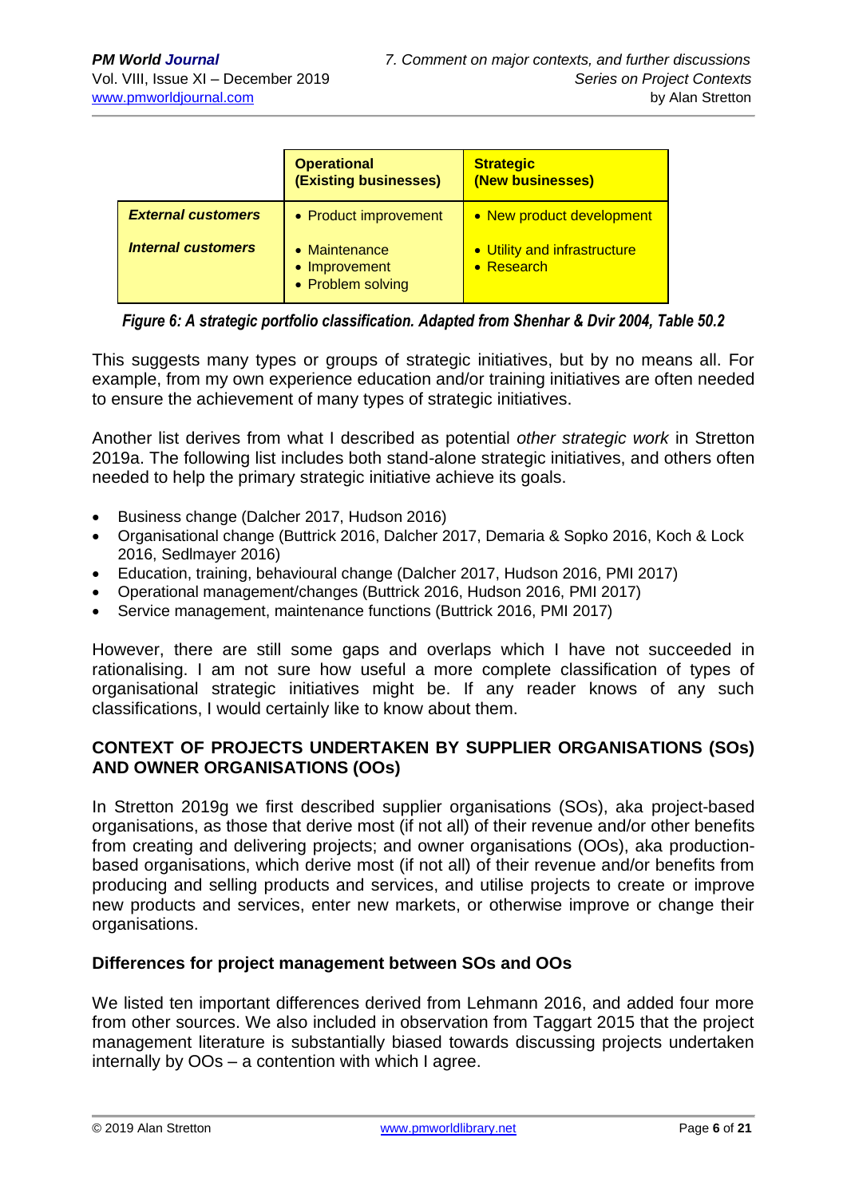| | **Operational (Existing businesses)** | **Strategic (New businesses)** |
|---|---|---|
| ***External customers*** | • Product improvement | • New product development |
| ***Internal customers*** | • Maintenance<br>• Improvement<br>• Problem solving | • Utility and infrastructure<br>• Research |

***Figure 6: A strategic portfolio classification. Adapted from Shenhar & Dvir 2004, Table 50.2***

This suggests many types or groups of strategic initiatives, but by no means all. For example, from my own experience education and/or training initiatives are often needed to ensure the achievement of many types of strategic initiatives.

Another list derives from what I described as potential *other strategic work* in Stretton 2019a. The following list includes both stand-alone strategic initiatives, and others often needed to help the primary strategic initiative achieve its goals.

- Business change (Dalcher 2017, Hudson 2016)
- Organisational change (Buttrick 2016, Dalcher 2017, Demaria & Sopko 2016, Koch & Lock 2016, Sedlmayer 2016)
- Education, training, behavioural change (Dalcher 2017, Hudson 2016, PMI 2017)
- Operational management/changes (Buttrick 2016, Hudson 2016, PMI 2017)
- Service management, maintenance functions (Buttrick 2016, PMI 2017)

However, there are still some gaps and overlaps which I have not succeeded in rationalising. I am not sure how useful a more complete classification of types of organisational strategic initiatives might be. If any reader knows of any such classifications, I would certainly like to know about them.

## CONTEXT OF PROJECTS UNDERTAKEN BY SUPPLIER ORGANISATIONS (SOs) AND OWNER ORGANISATIONS (OOs)

In Stretton 2019g we first described supplier organisations (SOs), aka project-based organisations, as those that derive most (if not all) of their revenue and/or other benefits from creating and delivering projects; and owner organisations (OOs), aka production-based organisations, which derive most (if not all) of their revenue and/or benefits from producing and selling products and services, and utilise projects to create or improve new products and services, enter new markets, or otherwise improve or change their organisations.

### Differences for project management between SOs and OOs

We listed ten important differences derived from Lehmann 2016, and added four more from other sources. We also included in observation from Taggart 2015 that the project management literature is substantially biased towards discussing projects undertaken internally by OOs – a contention with which I agree.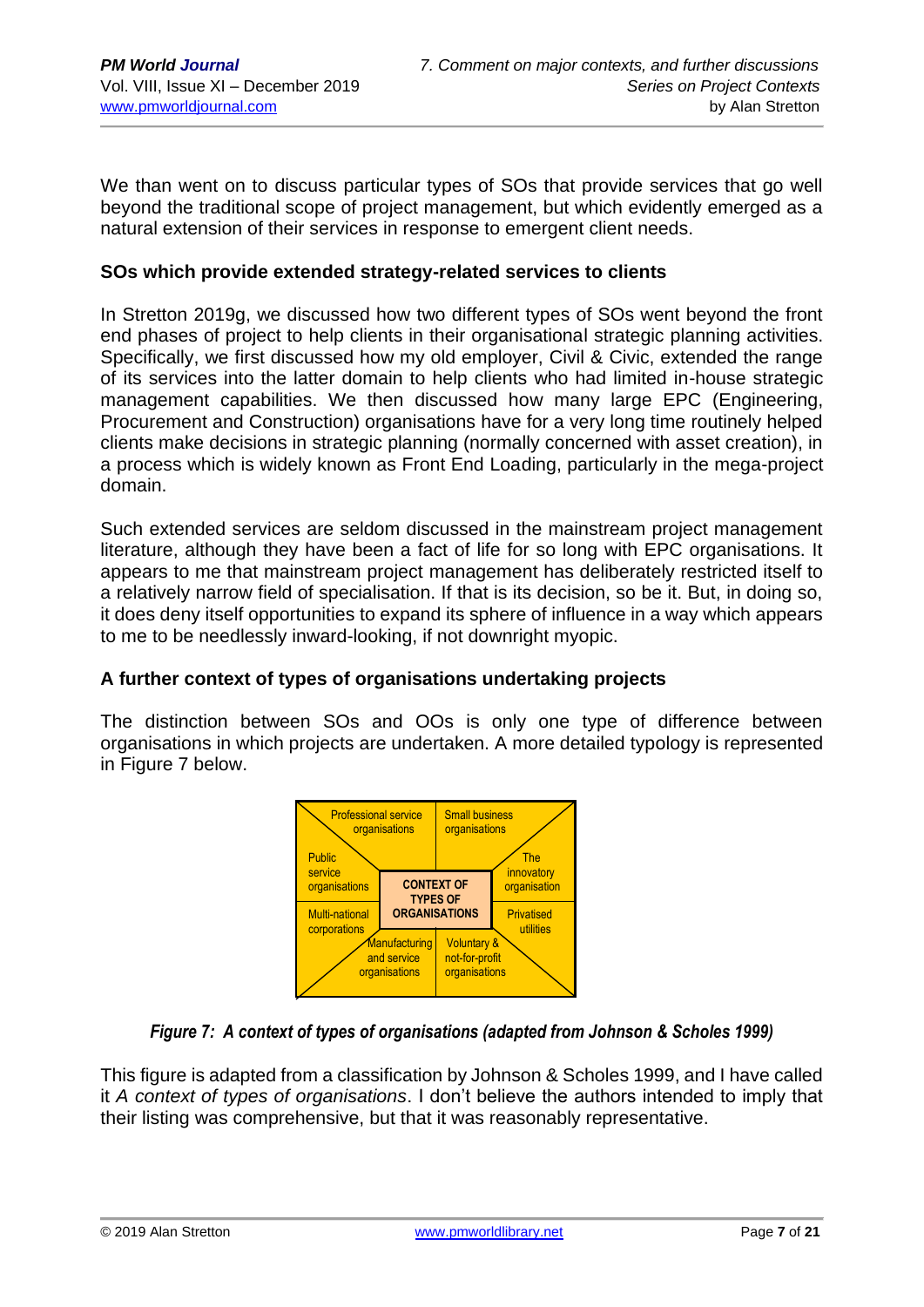We than went on to discuss particular types of SOs that provide services that go well beyond the traditional scope of project management, but which evidently emerged as a natural extension of their services in response to emergent client needs.

### SOs which provide extended strategy-related services to clients

In Stretton 2019g, we discussed how two different types of SOs went beyond the front end phases of project to help clients in their organisational strategic planning activities. Specifically, we first discussed how my old employer, Civil & Civic, extended the range of its services into the latter domain to help clients who had limited in-house strategic management capabilities. We then discussed how many large EPC (Engineering, Procurement and Construction) organisations have for a very long time routinely helped clients make decisions in strategic planning (normally concerned with asset creation), in a process which is widely known as Front End Loading, particularly in the mega-project domain.

Such extended services are seldom discussed in the mainstream project management literature, although they have been a fact of life for so long with EPC organisations. It appears to me that mainstream project management has deliberately restricted itself to a relatively narrow field of specialisation. If that is its decision, so be it. But, in doing so, it does deny itself opportunities to expand its sphere of influence in a way which appears to me to be needlessly inward-looking, if not downright myopic.

### A further context of types of organisations undertaking projects

The distinction between SOs and OOs is only one type of difference between organisations in which projects are undertaken. A more detailed typology is represented in Figure 7 below.

Professional service organisations | Small business organisations | Public service organisations | The innovatory organisation | **CONTEXT OF TYPES OF ORGANISATIONS** | Multi-national corporations | Privatised utilities | Manufacturing and service organisations | Voluntary & not-for-profit organisations

***Figure 7: A context of types of organisations (adapted from Johnson & Scholes 1999)***

This figure is adapted from a classification by Johnson & Scholes 1999, and I have called it *A context of types of organisations*. I don't believe the authors intended to imply that their listing was comprehensive, but that it was reasonably representative.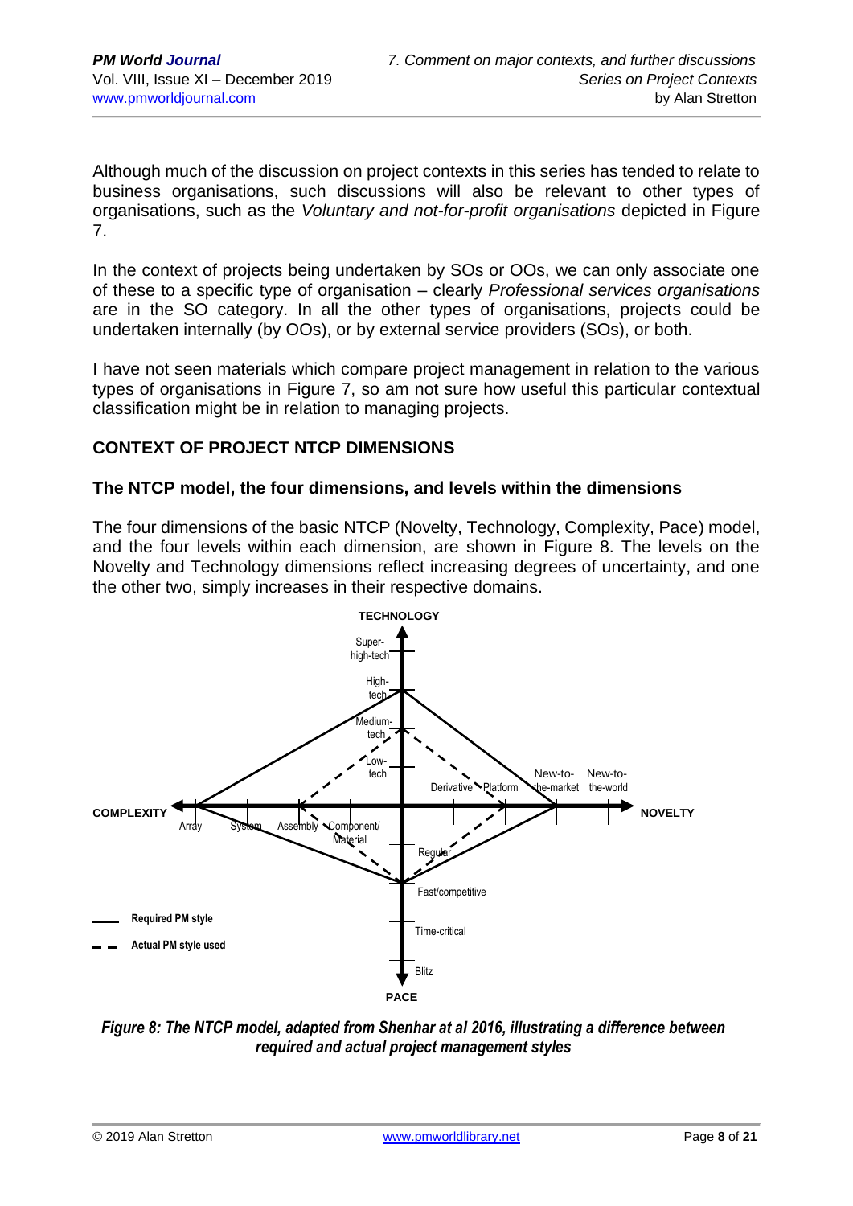Although much of the discussion on project contexts in this series has tended to relate to business organisations, such discussions will also be relevant to other types of organisations, such as the *Voluntary and not-for-profit organisations* depicted in Figure 7.

In the context of projects being undertaken by SOs or OOs, we can only associate one of these to a specific type of organisation – clearly *Professional services organisations* are in the SO category. In all the other types of organisations, projects could be undertaken internally (by OOs), or by external service providers (SOs), or both.

I have not seen materials which compare project management in relation to the various types of organisations in Figure 7, so am not sure how useful this particular contextual classification might be in relation to managing projects.

## CONTEXT OF PROJECT NTCP DIMENSIONS

### The NTCP model, the four dimensions, and levels within the dimensions

The four dimensions of the basic NTCP (Novelty, Technology, Complexity, Pace) model, and the four levels within each dimension, are shown in Figure 8. The levels on the Novelty and Technology dimensions reflect increasing degrees of uncertainty, and one the other two, simply increases in their respective domains.

*Figure 8: The NTCP model, adapted from Shenhar at al 2016, illustrating a difference between required and actual project management styles*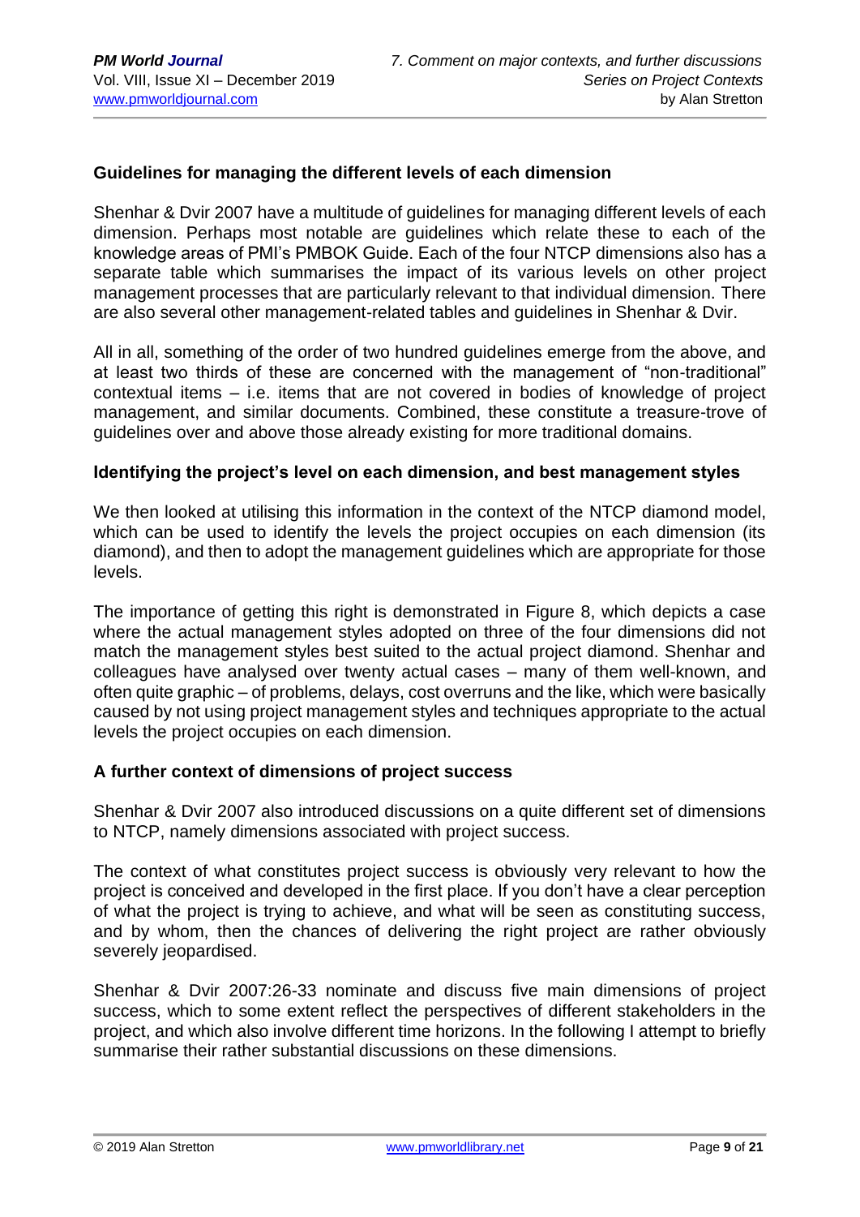### Guidelines for managing the different levels of each dimension

Shenhar & Dvir 2007 have a multitude of guidelines for managing different levels of each dimension. Perhaps most notable are guidelines which relate these to each of the knowledge areas of PMI's PMBOK Guide. Each of the four NTCP dimensions also has a separate table which summarises the impact of its various levels on other project management processes that are particularly relevant to that individual dimension. There are also several other management-related tables and guidelines in Shenhar & Dvir.

All in all, something of the order of two hundred guidelines emerge from the above, and at least two thirds of these are concerned with the management of "non-traditional" contextual items – i.e. items that are not covered in bodies of knowledge of project management, and similar documents. Combined, these constitute a treasure-trove of guidelines over and above those already existing for more traditional domains.

### Identifying the project's level on each dimension, and best management styles

We then looked at utilising this information in the context of the NTCP diamond model, which can be used to identify the levels the project occupies on each dimension (its diamond), and then to adopt the management guidelines which are appropriate for those levels.

The importance of getting this right is demonstrated in Figure 8, which depicts a case where the actual management styles adopted on three of the four dimensions did not match the management styles best suited to the actual project diamond. Shenhar and colleagues have analysed over twenty actual cases – many of them well-known, and often quite graphic – of problems, delays, cost overruns and the like, which were basically caused by not using project management styles and techniques appropriate to the actual levels the project occupies on each dimension.

### A further context of dimensions of project success

Shenhar & Dvir 2007 also introduced discussions on a quite different set of dimensions to NTCP, namely dimensions associated with project success.

The context of what constitutes project success is obviously very relevant to how the project is conceived and developed in the first place. If you don't have a clear perception of what the project is trying to achieve, and what will be seen as constituting success, and by whom, then the chances of delivering the right project are rather obviously severely jeopardised.

Shenhar & Dvir 2007:26-33 nominate and discuss five main dimensions of project success, which to some extent reflect the perspectives of different stakeholders in the project, and which also involve different time horizons. In the following I attempt to briefly summarise their rather substantial discussions on these dimensions.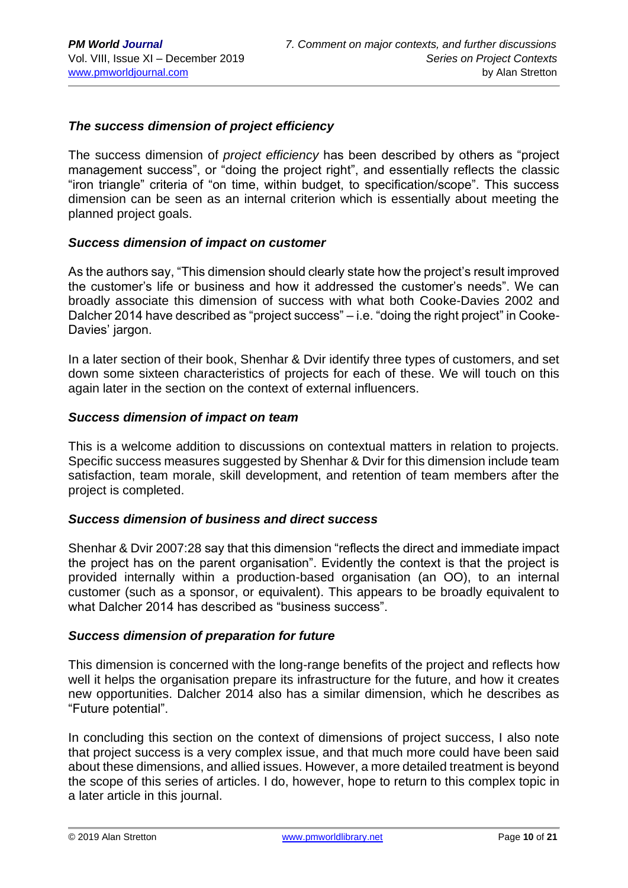### *The success dimension of project efficiency*

The success dimension of *project efficiency* has been described by others as "project management success", or "doing the project right", and essentially reflects the classic "iron triangle" criteria of "on time, within budget, to specification/scope". This success dimension can be seen as an internal criterion which is essentially about meeting the planned project goals.

### *Success dimension of impact on customer*

As the authors say, "This dimension should clearly state how the project's result improved the customer's life or business and how it addressed the customer's needs". We can broadly associate this dimension of success with what both Cooke-Davies 2002 and Dalcher 2014 have described as "project success" – i.e. "doing the right project" in Cooke-Davies' jargon.

In a later section of their book, Shenhar & Dvir identify three types of customers, and set down some sixteen characteristics of projects for each of these. We will touch on this again later in the section on the context of external influencers.

### *Success dimension of impact on team*

This is a welcome addition to discussions on contextual matters in relation to projects. Specific success measures suggested by Shenhar & Dvir for this dimension include team satisfaction, team morale, skill development, and retention of team members after the project is completed.

### *Success dimension of business and direct success*

Shenhar & Dvir 2007:28 say that this dimension "reflects the direct and immediate impact the project has on the parent organisation". Evidently the context is that the project is provided internally within a production-based organisation (an OO), to an internal customer (such as a sponsor, or equivalent). This appears to be broadly equivalent to what Dalcher 2014 has described as "business success".

### *Success dimension of preparation for future*

This dimension is concerned with the long-range benefits of the project and reflects how well it helps the organisation prepare its infrastructure for the future, and how it creates new opportunities. Dalcher 2014 also has a similar dimension, which he describes as "Future potential".

In concluding this section on the context of dimensions of project success, I also note that project success is a very complex issue, and that much more could have been said about these dimensions, and allied issues. However, a more detailed treatment is beyond the scope of this series of articles. I do, however, hope to return to this complex topic in a later article in this journal.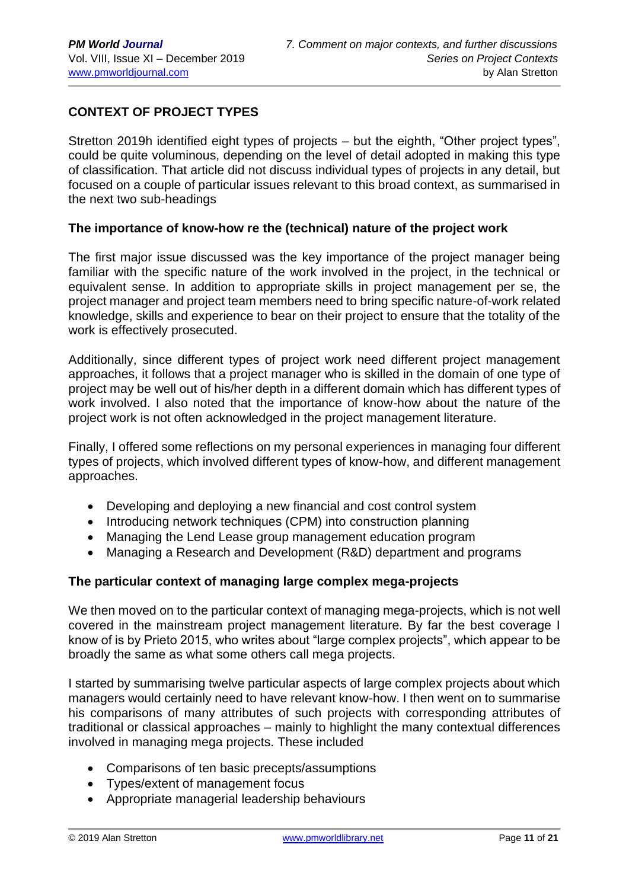## CONTEXT OF PROJECT TYPES

Stretton 2019h identified eight types of projects – but the eighth, "Other project types", could be quite voluminous, depending on the level of detail adopted in making this type of classification. That article did not discuss individual types of projects in any detail, but focused on a couple of particular issues relevant to this broad context, as summarised in the next two sub-headings

### The importance of know-how re the (technical) nature of the project work

The first major issue discussed was the key importance of the project manager being familiar with the specific nature of the work involved in the project, in the technical or equivalent sense. In addition to appropriate skills in project management per se, the project manager and project team members need to bring specific nature-of-work related knowledge, skills and experience to bear on their project to ensure that the totality of the work is effectively prosecuted.

Additionally, since different types of project work need different project management approaches, it follows that a project manager who is skilled in the domain of one type of project may be well out of his/her depth in a different domain which has different types of work involved. I also noted that the importance of know-how about the nature of the project work is not often acknowledged in the project management literature.

Finally, I offered some reflections on my personal experiences in managing four different types of projects, which involved different types of know-how, and different management approaches.

- Developing and deploying a new financial and cost control system
- Introducing network techniques (CPM) into construction planning
- Managing the Lend Lease group management education program
- Managing a Research and Development (R&D) department and programs

### The particular context of managing large complex mega-projects

We then moved on to the particular context of managing mega-projects, which is not well covered in the mainstream project management literature. By far the best coverage I know of is by Prieto 2015, who writes about "large complex projects", which appear to be broadly the same as what some others call mega projects.

I started by summarising twelve particular aspects of large complex projects about which managers would certainly need to have relevant know-how. I then went on to summarise his comparisons of many attributes of such projects with corresponding attributes of traditional or classical approaches – mainly to highlight the many contextual differences involved in managing mega projects. These included

- Comparisons of ten basic precepts/assumptions
- Types/extent of management focus
- Appropriate managerial leadership behaviours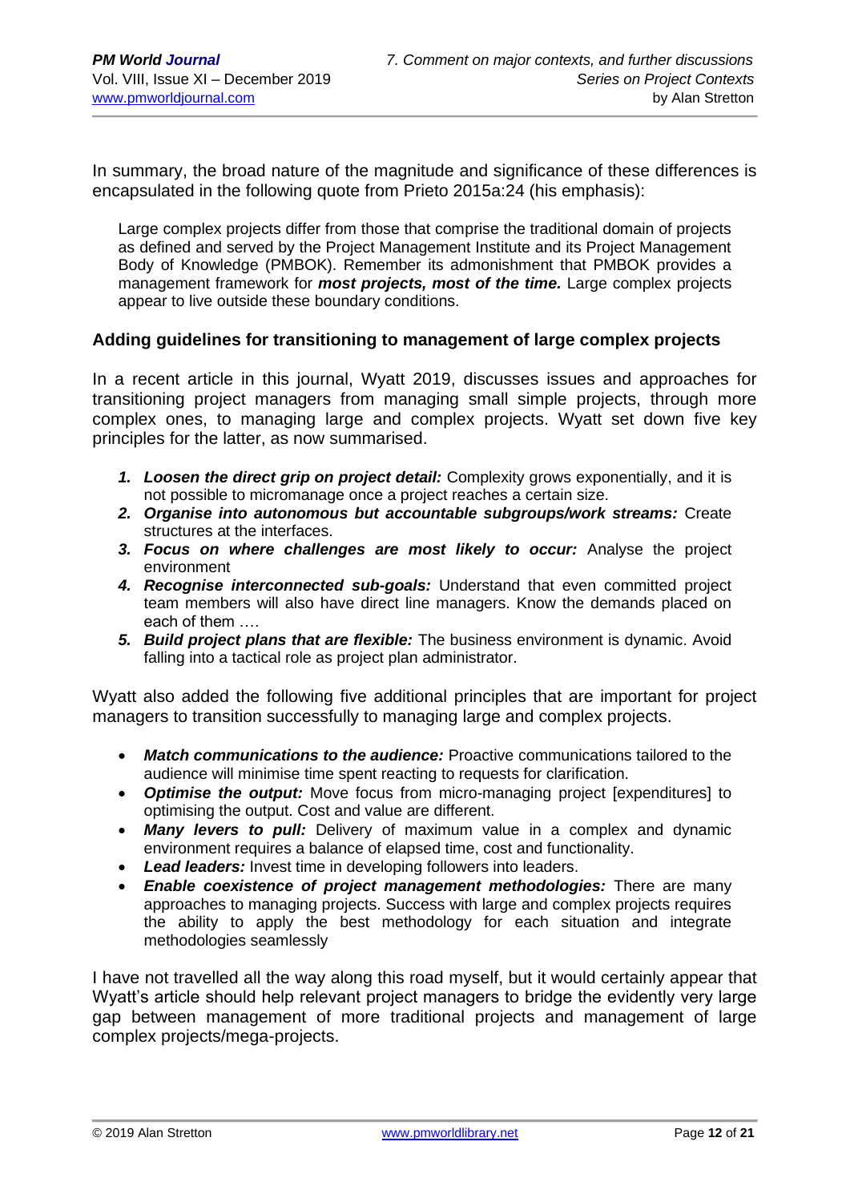In summary, the broad nature of the magnitude and significance of these differences is encapsulated in the following quote from Prieto 2015a:24 (his emphasis):

> Large complex projects differ from those that comprise the traditional domain of projects as defined and served by the Project Management Institute and its Project Management Body of Knowledge (PMBOK). Remember its admonishment that PMBOK provides a management framework for ***most projects, most of the time.*** Large complex projects appear to live outside these boundary conditions.

**Adding guidelines for transitioning to management of large complex projects**

In a recent article in this journal, Wyatt 2019, discusses issues and approaches for transitioning project managers from managing small simple projects, through more complex ones, to managing large and complex projects. Wyatt set down five key principles for the latter, as now summarised.

1. ***Loosen the direct grip on project detail:*** Complexity grows exponentially, and it is not possible to micromanage once a project reaches a certain size.
2. ***Organise into autonomous but accountable subgroups/work streams:*** Create structures at the interfaces.
3. ***Focus on where challenges are most likely to occur:*** Analyse the project environment
4. ***Recognise interconnected sub-goals:*** Understand that even committed project team members will also have direct line managers. Know the demands placed on each of them ….
5. ***Build project plans that are flexible:*** The business environment is dynamic. Avoid falling into a tactical role as project plan administrator.

Wyatt also added the following five additional principles that are important for project managers to transition successfully to managing large and complex projects.

- ***Match communications to the audience:*** Proactive communications tailored to the audience will minimise time spent reacting to requests for clarification.
- ***Optimise the output:*** Move focus from micro-managing project [expenditures] to optimising the output. Cost and value are different.
- ***Many levers to pull:*** Delivery of maximum value in a complex and dynamic environment requires a balance of elapsed time, cost and functionality.
- ***Lead leaders:*** Invest time in developing followers into leaders.
- ***Enable coexistence of project management methodologies:*** There are many approaches to managing projects. Success with large and complex projects requires the ability to apply the best methodology for each situation and integrate methodologies seamlessly

I have not travelled all the way along this road myself, but it would certainly appear that Wyatt's article should help relevant project managers to bridge the evidently very large gap between management of more traditional projects and management of large complex projects/mega-projects.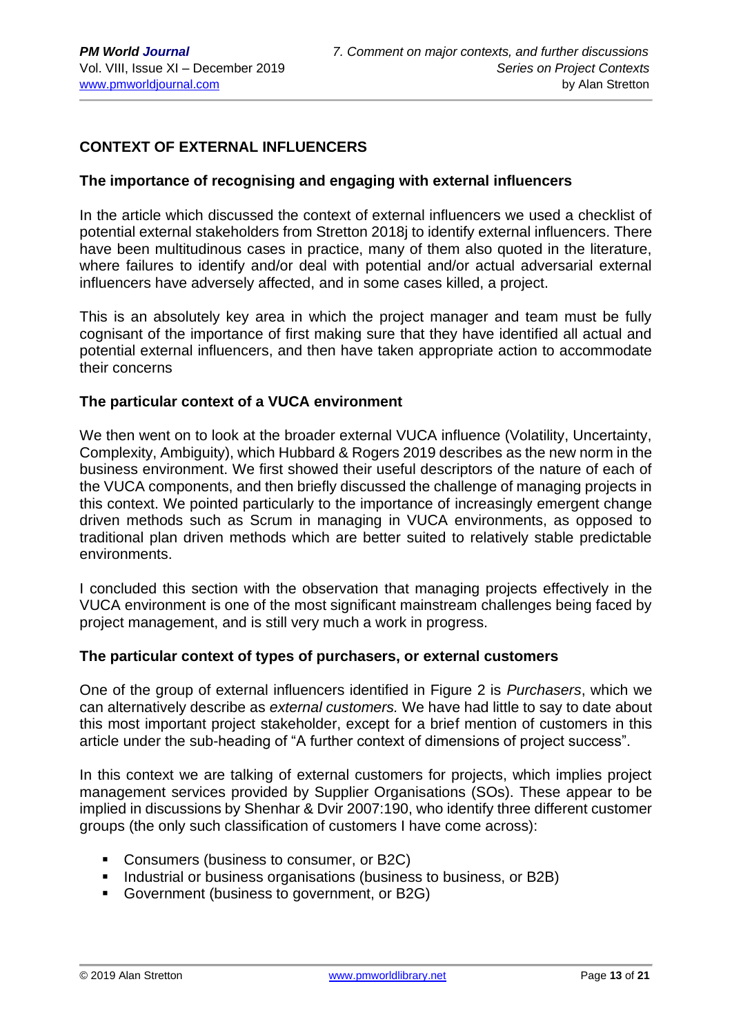## CONTEXT OF EXTERNAL INFLUENCERS

### The importance of recognising and engaging with external influencers

In the article which discussed the context of external influencers we used a checklist of potential external stakeholders from Stretton 2018j to identify external influencers. There have been multitudinous cases in practice, many of them also quoted in the literature, where failures to identify and/or deal with potential and/or actual adversarial external influencers have adversely affected, and in some cases killed, a project.

This is an absolutely key area in which the project manager and team must be fully cognisant of the importance of first making sure that they have identified all actual and potential external influencers, and then have taken appropriate action to accommodate their concerns

### The particular context of a VUCA environment

We then went on to look at the broader external VUCA influence (Volatility, Uncertainty, Complexity, Ambiguity), which Hubbard & Rogers 2019 describes as the new norm in the business environment. We first showed their useful descriptors of the nature of each of the VUCA components, and then briefly discussed the challenge of managing projects in this context. We pointed particularly to the importance of increasingly emergent change driven methods such as Scrum in managing in VUCA environments, as opposed to traditional plan driven methods which are better suited to relatively stable predictable environments.

I concluded this section with the observation that managing projects effectively in the VUCA environment is one of the most significant mainstream challenges being faced by project management, and is still very much a work in progress.

### The particular context of types of purchasers, or external customers

One of the group of external influencers identified in Figure 2 is *Purchasers*, which we can alternatively describe as *external customers.* We have had little to say to date about this most important project stakeholder, except for a brief mention of customers in this article under the sub-heading of "A further context of dimensions of project success".

In this context we are talking of external customers for projects, which implies project management services provided by Supplier Organisations (SOs). These appear to be implied in discussions by Shenhar & Dvir 2007:190, who identify three different customer groups (the only such classification of customers I have come across):

- Consumers (business to consumer, or B2C)
- Industrial or business organisations (business to business, or B2B)
- Government (business to government, or B2G)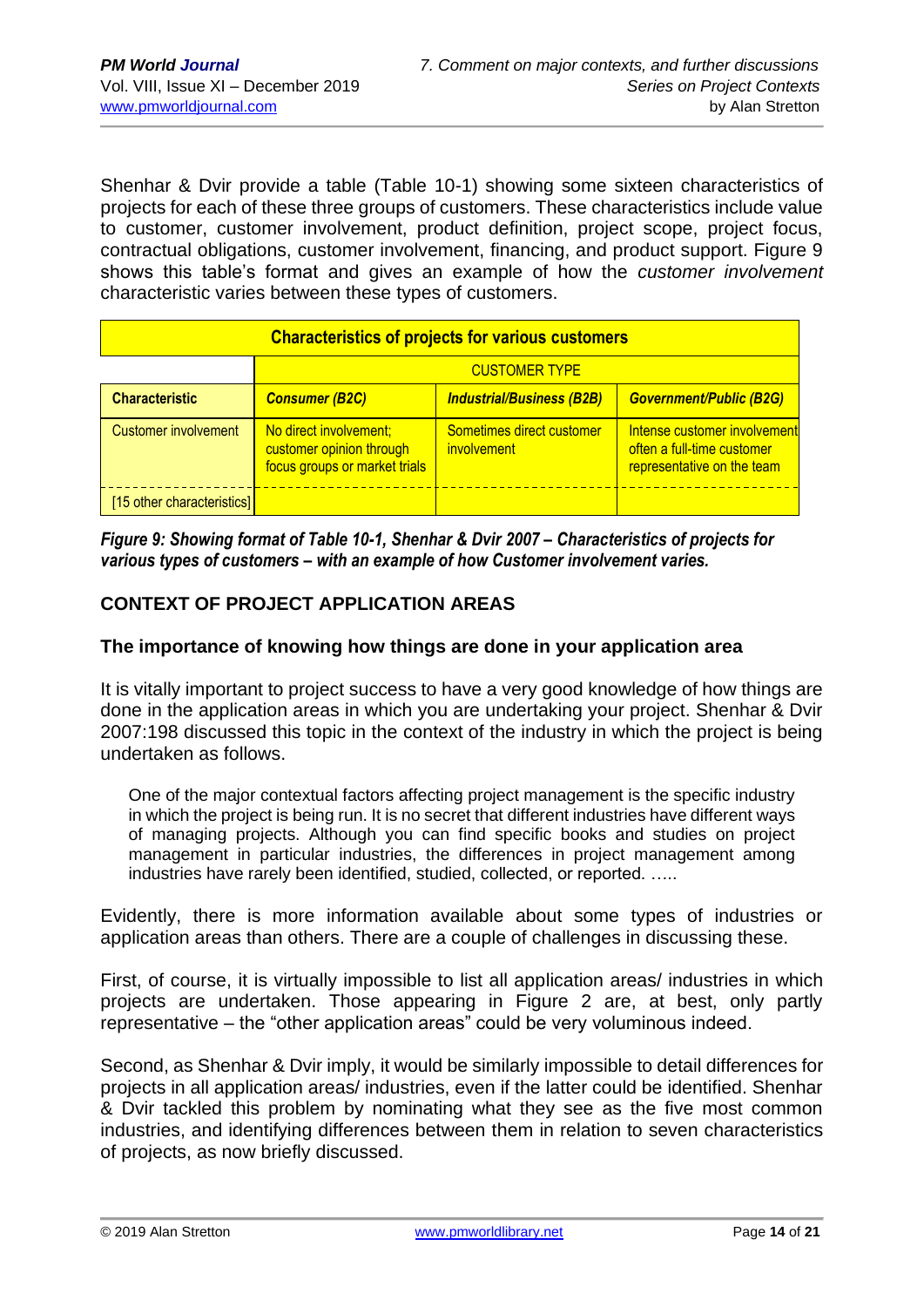Shenhar & Dvir provide a table (Table 10-1) showing some sixteen characteristics of projects for each of these three groups of customers. These characteristics include value to customer, customer involvement, product definition, project scope, project focus, contractual obligations, customer involvement, financing, and product support. Figure 9 shows this table's format and gives an example of how the *customer involvement* characteristic varies between these types of customers.

| Characteristics of projects for various customers | | | |
|---|---|---|---|
| | CUSTOMER TYPE | | |
| **Characteristic** | ***Consumer (B2C)*** | ***Industrial/Business (B2B)*** | ***Government/Public (B2G)*** |
| Customer involvement | No direct involvement; customer opinion through focus groups or market trials | Sometimes direct customer involvement | Intense customer involvement often a full-time customer representative on the team |
| [15 other characteristics] | | | |

***Figure 9: Showing format of Table 10-1, Shenhar & Dvir 2007 – Characteristics of projects for various types of customers – with an example of how Customer involvement varies.***

## CONTEXT OF PROJECT APPLICATION AREAS

### The importance of knowing how things are done in your application area

It is vitally important to project success to have a very good knowledge of how things are done in the application areas in which you are undertaking your project. Shenhar & Dvir 2007:198 discussed this topic in the context of the industry in which the project is being undertaken as follows.

> One of the major contextual factors affecting project management is the specific industry in which the project is being run. It is no secret that different industries have different ways of managing projects. Although you can find specific books and studies on project management in particular industries, the differences in project management among industries have rarely been identified, studied, collected, or reported. …..

Evidently, there is more information available about some types of industries or application areas than others. There are a couple of challenges in discussing these.

First, of course, it is virtually impossible to list all application areas/ industries in which projects are undertaken. Those appearing in Figure 2 are, at best, only partly representative – the "other application areas" could be very voluminous indeed.

Second, as Shenhar & Dvir imply, it would be similarly impossible to detail differences for projects in all application areas/ industries, even if the latter could be identified. Shenhar & Dvir tackled this problem by nominating what they see as the five most common industries, and identifying differences between them in relation to seven characteristics of projects, as now briefly discussed.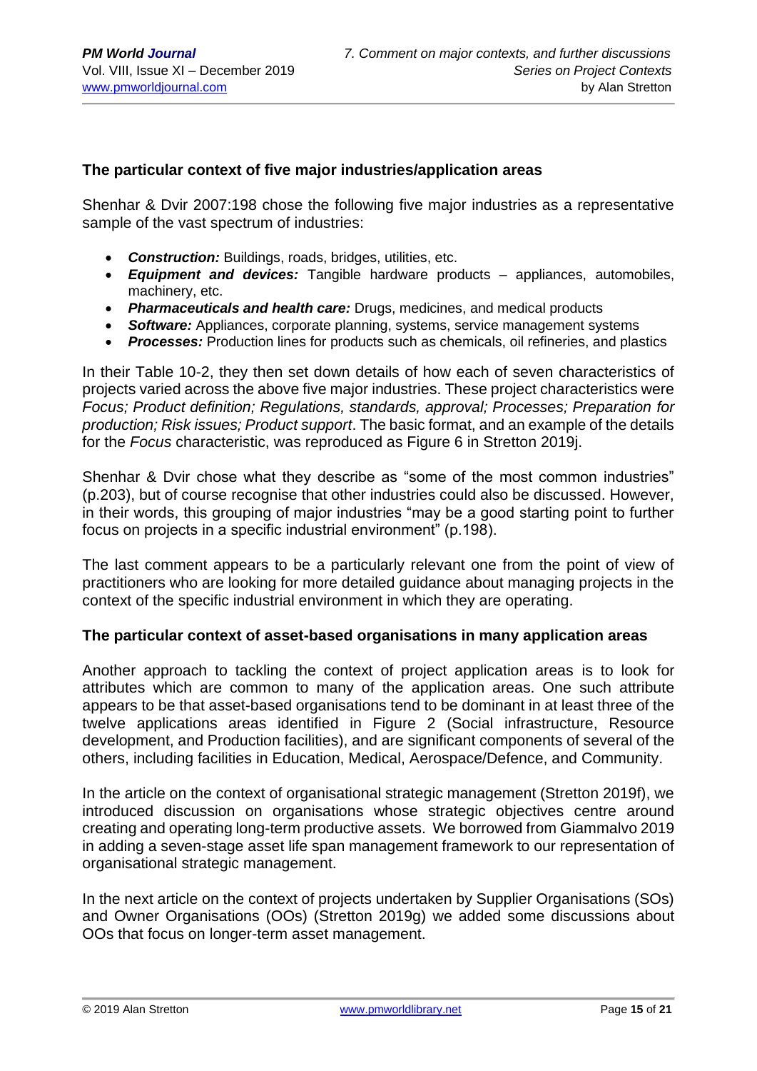### The particular context of five major industries/application areas

Shenhar & Dvir 2007:198 chose the following five major industries as a representative sample of the vast spectrum of industries:

- ***Construction:*** Buildings, roads, bridges, utilities, etc.
- ***Equipment and devices:*** Tangible hardware products – appliances, automobiles, machinery, etc.
- ***Pharmaceuticals and health care:*** Drugs, medicines, and medical products
- ***Software:*** Appliances, corporate planning, systems, service management systems
- ***Processes:*** Production lines for products such as chemicals, oil refineries, and plastics

In their Table 10-2, they then set down details of how each of seven characteristics of projects varied across the above five major industries. These project characteristics were *Focus; Product definition; Regulations, standards, approval; Processes; Preparation for production; Risk issues; Product support*. The basic format, and an example of the details for the *Focus* characteristic, was reproduced as Figure 6 in Stretton 2019j.

Shenhar & Dvir chose what they describe as "some of the most common industries" (p.203), but of course recognise that other industries could also be discussed. However, in their words, this grouping of major industries "may be a good starting point to further focus on projects in a specific industrial environment" (p.198).

The last comment appears to be a particularly relevant one from the point of view of practitioners who are looking for more detailed guidance about managing projects in the context of the specific industrial environment in which they are operating.

### The particular context of asset-based organisations in many application areas

Another approach to tackling the context of project application areas is to look for attributes which are common to many of the application areas. One such attribute appears to be that asset-based organisations tend to be dominant in at least three of the twelve applications areas identified in Figure 2 (Social infrastructure, Resource development, and Production facilities), and are significant components of several of the others, including facilities in Education, Medical, Aerospace/Defence, and Community.

In the article on the context of organisational strategic management (Stretton 2019f), we introduced discussion on organisations whose strategic objectives centre around creating and operating long-term productive assets. We borrowed from Giammalvo 2019 in adding a seven-stage asset life span management framework to our representation of organisational strategic management.

In the next article on the context of projects undertaken by Supplier Organisations (SOs) and Owner Organisations (OOs) (Stretton 2019g) we added some discussions about OOs that focus on longer-term asset management.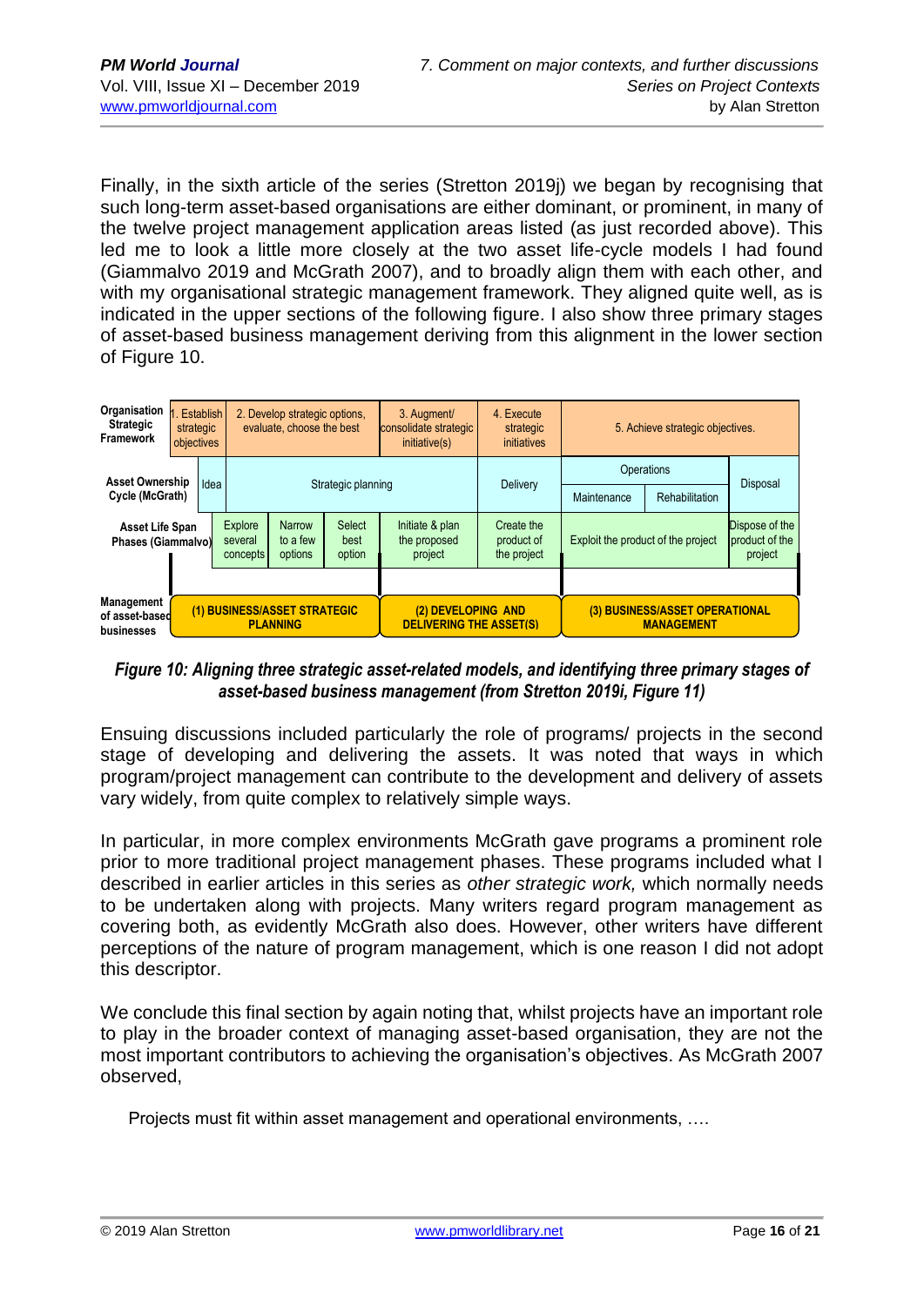Finally, in the sixth article of the series (Stretton 2019j) we began by recognising that such long-term asset-based organisations are either dominant, or prominent, in many of the twelve project management application areas listed (as just recorded above). This led me to look a little more closely at the two asset life-cycle models I had found (Giammalvo 2019 and McGrath 2007), and to broadly align them with each other, and with my organisational strategic management framework. They aligned quite well, as is indicated in the upper sections of the following figure. I also show three primary stages of asset-based business management deriving from this alignment in the lower section of Figure 10.

| | | | | | | | | | |
|---|---|---|---|---|---|---|---|---|---|
| **Organisation Strategic Framework** | 1. Establish strategic objectives | 2. Develop strategic options, evaluate, choose the best | | | 3. Augment/ consolidate strategic initiative(s) | 4. Execute strategic initiatives | 5. Achieve strategic objectives. | | |
| **Asset Ownership Cycle (McGrath)** | Idea | Strategic planning | | | | Delivery | Operations | | Disposal |
| | | | | | | | Maintenance | Rehabilitation | |
| **Asset Life Span Phases (Giammalvo)** | | Explore several concepts | Narrow to a few options | Select best option | Initiate & plan the proposed project | Create the product of the project | Exploit the product of the project | | Dispose of the product of the project |
| **Management of asset-based businesses** | **(1) BUSINESS/ASSET STRATEGIC PLANNING** | | | | **(2) DEVELOPING AND DELIVERING THE ASSET(S)** | | **(3) BUSINESS/ASSET OPERATIONAL MANAGEMENT** | | |

***Figure 10: Aligning three strategic asset-related models, and identifying three primary stages of asset-based business management (from Stretton 2019i, Figure 11)***

Ensuing discussions included particularly the role of programs/ projects in the second stage of developing and delivering the assets. It was noted that ways in which program/project management can contribute to the development and delivery of assets vary widely, from quite complex to relatively simple ways.

In particular, in more complex environments McGrath gave programs a prominent role prior to more traditional project management phases. These programs included what I described in earlier articles in this series as *other strategic work,* which normally needs to be undertaken along with projects. Many writers regard program management as covering both, as evidently McGrath also does. However, other writers have different perceptions of the nature of program management, which is one reason I did not adopt this descriptor.

We conclude this final section by again noting that, whilst projects have an important role to play in the broader context of managing asset-based organisation, they are not the most important contributors to achieving the organisation's objectives. As McGrath 2007 observed,

> Projects must fit within asset management and operational environments, ….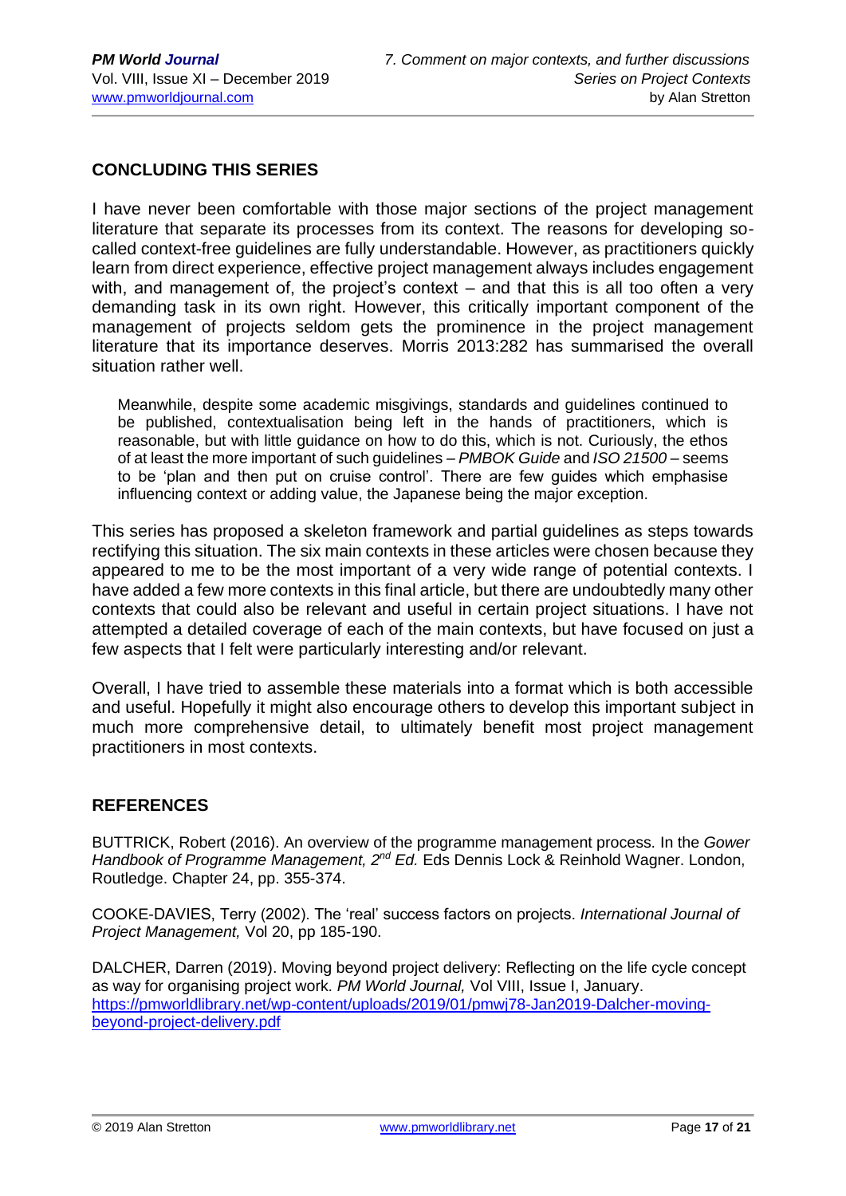## CONCLUDING THIS SERIES

I have never been comfortable with those major sections of the project management literature that separate its processes from its context. The reasons for developing so-called context-free guidelines are fully understandable. However, as practitioners quickly learn from direct experience, effective project management always includes engagement with, and management of, the project's context – and that this is all too often a very demanding task in its own right. However, this critically important component of the management of projects seldom gets the prominence in the project management literature that its importance deserves. Morris 2013:282 has summarised the overall situation rather well.

> Meanwhile, despite some academic misgivings, standards and guidelines continued to be published, contextualisation being left in the hands of practitioners, which is reasonable, but with little guidance on how to do this, which is not. Curiously, the ethos of at least the more important of such guidelines – *PMBOK Guide* and *ISO 21500* – seems to be 'plan and then put on cruise control'. There are few guides which emphasise influencing context or adding value, the Japanese being the major exception.

This series has proposed a skeleton framework and partial guidelines as steps towards rectifying this situation. The six main contexts in these articles were chosen because they appeared to me to be the most important of a very wide range of potential contexts. I have added a few more contexts in this final article, but there are undoubtedly many other contexts that could also be relevant and useful in certain project situations. I have not attempted a detailed coverage of each of the main contexts, but have focused on just a few aspects that I felt were particularly interesting and/or relevant.

Overall, I have tried to assemble these materials into a format which is both accessible and useful. Hopefully it might also encourage others to develop this important subject in much more comprehensive detail, to ultimately benefit most project management practitioners in most contexts.

## REFERENCES

BUTTRICK, Robert (2016). An overview of the programme management process. In the *Gower Handbook of Programme Management, 2nd Ed.* Eds Dennis Lock & Reinhold Wagner. London, Routledge. Chapter 24, pp. 355-374.

COOKE-DAVIES, Terry (2002). The 'real' success factors on projects. *International Journal of Project Management,* Vol 20, pp 185-190.

DALCHER, Darren (2019). Moving beyond project delivery: Reflecting on the life cycle concept as way for organising project work. *PM World Journal,* Vol VIII, Issue I, January. https://pmworldlibrary.net/wp-content/uploads/2019/01/pmwj78-Jan2019-Dalcher-moving-beyond-project-delivery.pdf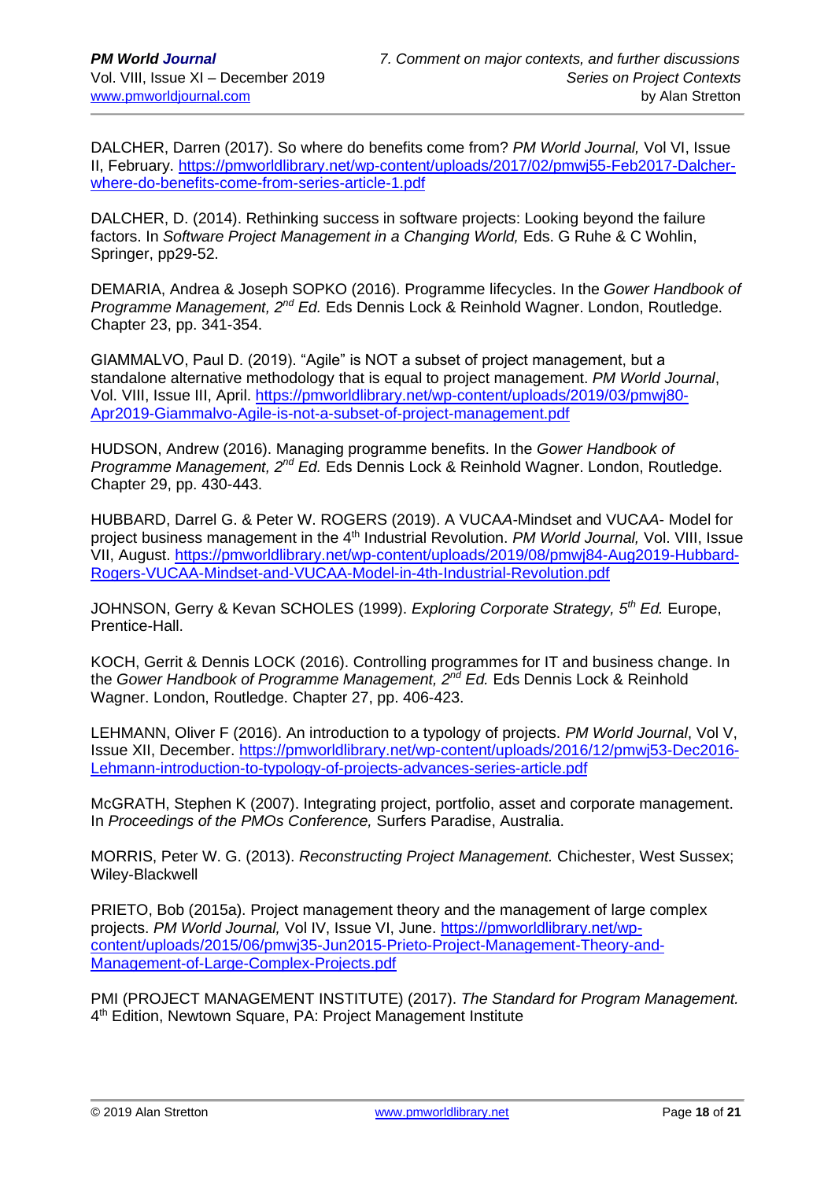DALCHER, Darren (2017). So where do benefits come from? *PM World Journal,* Vol VI, Issue II, February. https://pmworldlibrary.net/wp-content/uploads/2017/02/pmwj55-Feb2017-Dalcher-where-do-benefits-come-from-series-article-1.pdf

DALCHER, D. (2014). Rethinking success in software projects: Looking beyond the failure factors. In *Software Project Management in a Changing World,* Eds. G Ruhe & C Wohlin, Springer, pp29-52.

DEMARIA, Andrea & Joseph SOPKO (2016). Programme lifecycles. In the *Gower Handbook of Programme Management, 2nd Ed.* Eds Dennis Lock & Reinhold Wagner. London, Routledge. Chapter 23, pp. 341-354.

GIAMMALVO, Paul D. (2019). "Agile" is NOT a subset of project management, but a standalone alternative methodology that is equal to project management. *PM World Journal*, Vol. VIII, Issue III, April. https://pmworldlibrary.net/wp-content/uploads/2019/03/pmwj80-Apr2019-Giammalvo-Agile-is-not-a-subset-of-project-management.pdf

HUDSON, Andrew (2016). Managing programme benefits. In the *Gower Handbook of Programme Management, 2nd Ed.* Eds Dennis Lock & Reinhold Wagner. London, Routledge. Chapter 29, pp. 430-443.

HUBBARD, Darrel G. & Peter W. ROGERS (2019). A VUCA*A*-Mindset and VUCA*A*- Model for project business management in the 4th Industrial Revolution. *PM World Journal,* Vol. VIII, Issue VII, August. https://pmworldlibrary.net/wp-content/uploads/2019/08/pmwj84-Aug2019-Hubbard-Rogers-VUCAA-Mindset-and-VUCAA-Model-in-4th-Industrial-Revolution.pdf

JOHNSON, Gerry & Kevan SCHOLES (1999). *Exploring Corporate Strategy, 5th Ed.* Europe, Prentice-Hall.

KOCH, Gerrit & Dennis LOCK (2016). Controlling programmes for IT and business change. In the *Gower Handbook of Programme Management, 2nd Ed.* Eds Dennis Lock & Reinhold Wagner. London, Routledge. Chapter 27, pp. 406-423.

LEHMANN, Oliver F (2016). An introduction to a typology of projects. *PM World Journal*, Vol V, Issue XII, December. https://pmworldlibrary.net/wp-content/uploads/2016/12/pmwj53-Dec2016-Lehmann-introduction-to-typology-of-projects-advances-series-article.pdf

McGRATH, Stephen K (2007). Integrating project, portfolio, asset and corporate management. In *Proceedings of the PMOs Conference,* Surfers Paradise, Australia.

MORRIS, Peter W. G. (2013). *Reconstructing Project Management.* Chichester, West Sussex; Wiley-Blackwell

PRIETO, Bob (2015a). Project management theory and the management of large complex projects. *PM World Journal,* Vol IV, Issue VI, June. https://pmworldlibrary.net/wp-content/uploads/2015/06/pmwj35-Jun2015-Prieto-Project-Management-Theory-and-Management-of-Large-Complex-Projects.pdf

PMI (PROJECT MANAGEMENT INSTITUTE) (2017). *The Standard for Program Management.* 4th Edition, Newtown Square, PA: Project Management Institute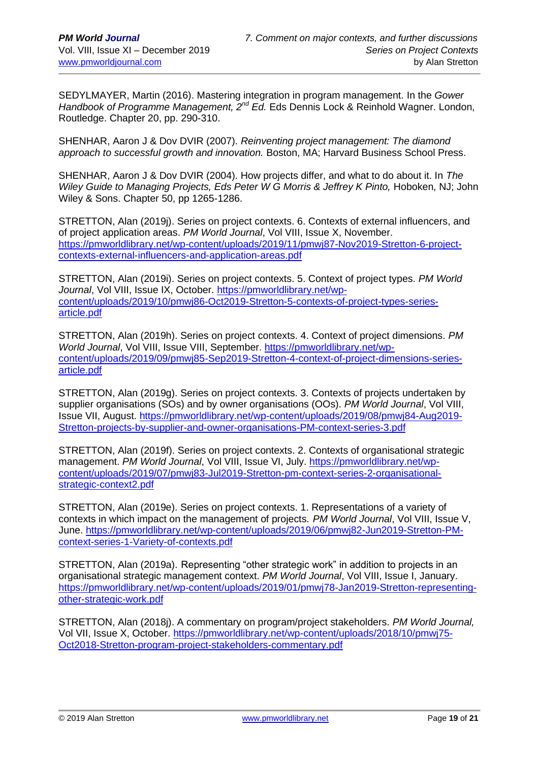SEDYLMAYER, Martin (2016). Mastering integration in program management. In the *Gower Handbook of Programme Management, 2nd Ed.* Eds Dennis Lock & Reinhold Wagner. London, Routledge. Chapter 20, pp. 290-310.

SHENHAR, Aaron J & Dov DVIR (2007). *Reinventing project management: The diamond approach to successful growth and innovation.* Boston, MA; Harvard Business School Press.

SHENHAR, Aaron J & Dov DVIR (2004). How projects differ, and what to do about it. In *The Wiley Guide to Managing Projects, Eds Peter W G Morris & Jeffrey K Pinto,* Hoboken, NJ; John Wiley & Sons. Chapter 50, pp 1265-1286.

STRETTON, Alan (2019j). Series on project contexts. 6. Contexts of external influencers, and of project application areas. *PM World Journal*, Vol VIII, Issue X, November. https://pmworldlibrary.net/wp-content/uploads/2019/11/pmwj87-Nov2019-Stretton-6-project-contexts-external-influencers-and-application-areas.pdf

STRETTON, Alan (2019i). Series on project contexts. 5. Context of project types. *PM World Journal*, Vol VIII, Issue IX, October. https://pmworldlibrary.net/wp-content/uploads/2019/10/pmwj86-Oct2019-Stretton-5-contexts-of-project-types-series-article.pdf

STRETTON, Alan (2019h). Series on project contexts. 4. Context of project dimensions. *PM World Journal*, Vol VIII, Issue VIII, September. https://pmworldlibrary.net/wp-content/uploads/2019/09/pmwj85-Sep2019-Stretton-4-context-of-project-dimensions-series-article.pdf

STRETTON, Alan (2019g). Series on project contexts. 3. Contexts of projects undertaken by supplier organisations (SOs) and by owner organisations (OOs). *PM World Journal*, Vol VIII, Issue VII, August. https://pmworldlibrary.net/wp-content/uploads/2019/08/pmwj84-Aug2019-Stretton-projects-by-supplier-and-owner-organisations-PM-context-series-3.pdf

STRETTON, Alan (2019f). Series on project contexts. 2. Contexts of organisational strategic management. *PM World Journal*, Vol VIII, Issue VI, July. https://pmworldlibrary.net/wp-content/uploads/2019/07/pmwj83-Jul2019-Stretton-pm-context-series-2-organisational-strategic-context2.pdf

STRETTON, Alan (2019e). Series on project contexts. 1. Representations of a variety of contexts in which impact on the management of projects. *PM World Journal*, Vol VIII, Issue V, June. https://pmworldlibrary.net/wp-content/uploads/2019/06/pmwj82-Jun2019-Stretton-PM-context-series-1-Variety-of-contexts.pdf

STRETTON, Alan (2019a). Representing "other strategic work" in addition to projects in an organisational strategic management context. *PM World Journal*, Vol VIII, Issue I, January. https://pmworldlibrary.net/wp-content/uploads/2019/01/pmwj78-Jan2019-Stretton-representing-other-strategic-work.pdf

STRETTON, Alan (2018j). A commentary on program/project stakeholders. *PM World Journal,* Vol VII, Issue X, October. https://pmworldlibrary.net/wp-content/uploads/2018/10/pmwj75-Oct2018-Stretton-program-project-stakeholders-commentary.pdf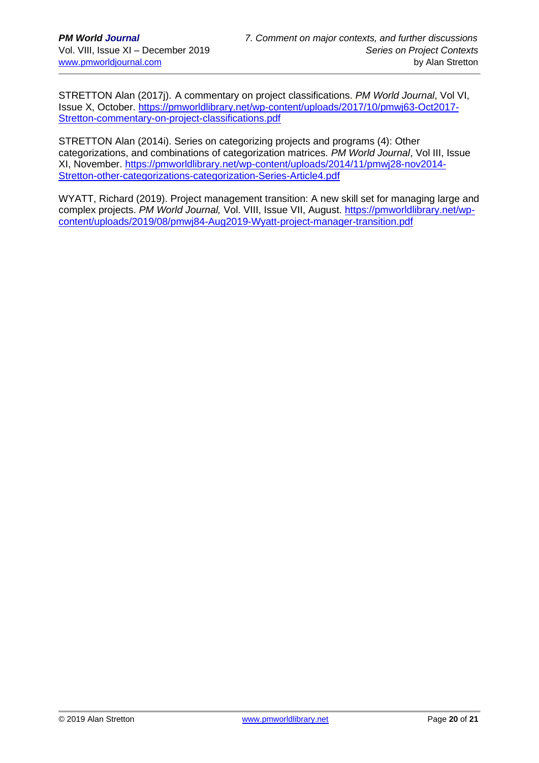STRETTON Alan (2017j). A commentary on project classifications. *PM World Journal*, Vol VI, Issue X, October. https://pmworldlibrary.net/wp-content/uploads/2017/10/pmwj63-Oct2017-Stretton-commentary-on-project-classifications.pdf

STRETTON Alan (2014i). Series on categorizing projects and programs (4): Other categorizations, and combinations of categorization matrices. *PM World Journal*, Vol III, Issue XI, November. https://pmworldlibrary.net/wp-content/uploads/2014/11/pmwj28-nov2014-Stretton-other-categorizations-categorization-Series-Article4.pdf

WYATT, Richard (2019). Project management transition: A new skill set for managing large and complex projects. *PM World Journal,* Vol. VIII, Issue VII, August. https://pmworldlibrary.net/wp-content/uploads/2019/08/pmwj84-Aug2019-Wyatt-project-manager-transition.pdf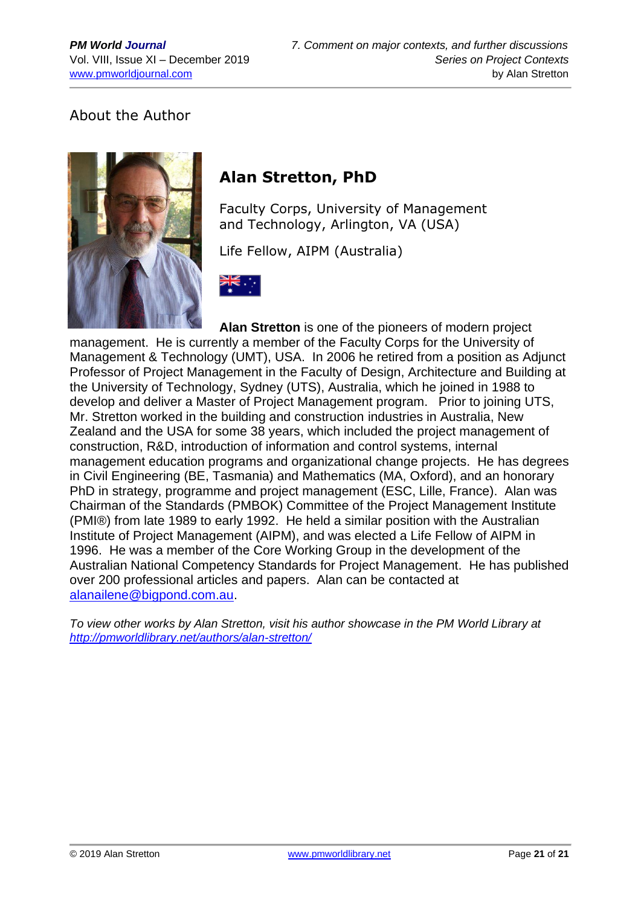## About the Author

# Alan Stretton, PhD

Faculty Corps, University of Management and Technology, Arlington, VA (USA)

Life Fellow, AIPM (Australia)

**Alan Stretton** is one of the pioneers of modern project management. He is currently a member of the Faculty Corps for the University of Management & Technology (UMT), USA. In 2006 he retired from a position as Adjunct Professor of Project Management in the Faculty of Design, Architecture and Building at the University of Technology, Sydney (UTS), Australia, which he joined in 1988 to develop and deliver a Master of Project Management program. Prior to joining UTS, Mr. Stretton worked in the building and construction industries in Australia, New Zealand and the USA for some 38 years, which included the project management of construction, R&D, introduction of information and control systems, internal management education programs and organizational change projects. He has degrees in Civil Engineering (BE, Tasmania) and Mathematics (MA, Oxford), and an honorary PhD in strategy, programme and project management (ESC, Lille, France). Alan was Chairman of the Standards (PMBOK) Committee of the Project Management Institute (PMI®) from late 1989 to early 1992. He held a similar position with the Australian Institute of Project Management (AIPM), and was elected a Life Fellow of AIPM in 1996. He was a member of the Core Working Group in the development of the Australian National Competency Standards for Project Management. He has published over 200 professional articles and papers. Alan can be contacted at alanailene@bigpond.com.au.

*To view other works by Alan Stretton, visit his author showcase in the PM World Library at http://pmworldlibrary.net/authors/alan-stretton/*